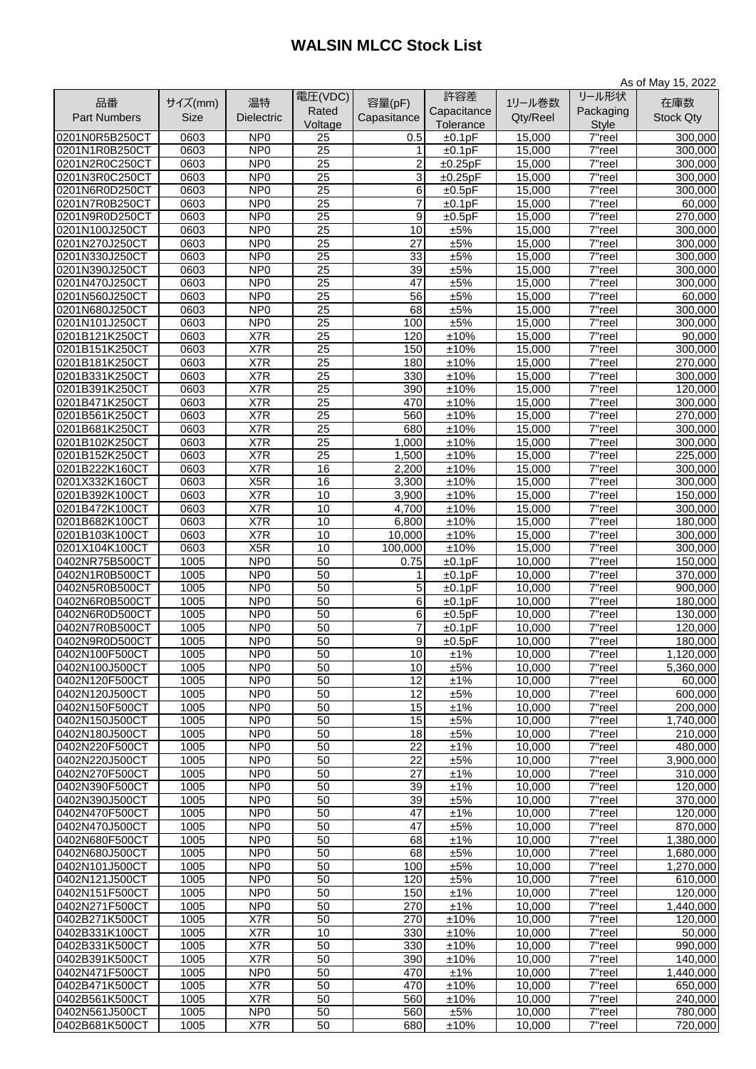# WALSIN MLCC Stock List

As of May 15, 2022

| 品番 Part Numbers | サイズ(mm) Size | 温特 Dielectric | 電圧(VDC) Rated Voltage | 容量(pF) Capasitance | 許容差 Capacitance Tolerance | 1リール巻数 Qty/Reel | リール形状 Packaging Style | 在庫数 Stock Qty |
|---|---|---|---|---|---|---|---|---|
| 0201N0R5B250CT | 0603 | NP0 | 25 | 0.5 | ±0.1pF | 15,000 | 7"reel | 300,000 |
| 0201N1R0B250CT | 0603 | NP0 | 25 | 1 | ±0.1pF | 15,000 | 7"reel | 300,000 |
| 0201N2R0C250CT | 0603 | NP0 | 25 | 2 | ±0.25pF | 15,000 | 7"reel | 300,000 |
| 0201N3R0C250CT | 0603 | NP0 | 25 | 3 | ±0.25pF | 15,000 | 7"reel | 300,000 |
| 0201N6R0D250CT | 0603 | NP0 | 25 | 6 | ±0.5pF | 15,000 | 7"reel | 300,000 |
| 0201N7R0B250CT | 0603 | NP0 | 25 | 7 | ±0.1pF | 15,000 | 7"reel | 60,000 |
| 0201N9R0D250CT | 0603 | NP0 | 25 | 9 | ±0.5pF | 15,000 | 7"reel | 270,000 |
| 0201N100J250CT | 0603 | NP0 | 25 | 10 | ±5% | 15,000 | 7"reel | 300,000 |
| 0201N270J250CT | 0603 | NP0 | 25 | 27 | ±5% | 15,000 | 7"reel | 300,000 |
| 0201N330J250CT | 0603 | NP0 | 25 | 33 | ±5% | 15,000 | 7"reel | 300,000 |
| 0201N390J250CT | 0603 | NP0 | 25 | 39 | ±5% | 15,000 | 7"reel | 300,000 |
| 0201N470J250CT | 0603 | NP0 | 25 | 47 | ±5% | 15,000 | 7"reel | 300,000 |
| 0201N560J250CT | 0603 | NP0 | 25 | 56 | ±5% | 15,000 | 7"reel | 60,000 |
| 0201N680J250CT | 0603 | NP0 | 25 | 68 | ±5% | 15,000 | 7"reel | 300,000 |
| 0201N101J250CT | 0603 | NP0 | 25 | 100 | ±5% | 15,000 | 7"reel | 300,000 |
| 0201B121K250CT | 0603 | X7R | 25 | 120 | ±10% | 15,000 | 7"reel | 90,000 |
| 0201B151K250CT | 0603 | X7R | 25 | 150 | ±10% | 15,000 | 7"reel | 300,000 |
| 0201B181K250CT | 0603 | X7R | 25 | 180 | ±10% | 15,000 | 7"reel | 270,000 |
| 0201B331K250CT | 0603 | X7R | 25 | 330 | ±10% | 15,000 | 7"reel | 300,000 |
| 0201B391K250CT | 0603 | X7R | 25 | 390 | ±10% | 15,000 | 7"reel | 120,000 |
| 0201B471K250CT | 0603 | X7R | 25 | 470 | ±10% | 15,000 | 7"reel | 300,000 |
| 0201B561K250CT | 0603 | X7R | 25 | 560 | ±10% | 15,000 | 7"reel | 270,000 |
| 0201B681K250CT | 0603 | X7R | 25 | 680 | ±10% | 15,000 | 7"reel | 300,000 |
| 0201B102K250CT | 0603 | X7R | 25 | 1,000 | ±10% | 15,000 | 7"reel | 300,000 |
| 0201B152K250CT | 0603 | X7R | 25 | 1,500 | ±10% | 15,000 | 7"reel | 225,000 |
| 0201B222K160CT | 0603 | X7R | 16 | 2,200 | ±10% | 15,000 | 7"reel | 300,000 |
| 0201X332K160CT | 0603 | X5R | 16 | 3,300 | ±10% | 15,000 | 7"reel | 300,000 |
| 0201B392K100CT | 0603 | X7R | 10 | 3,900 | ±10% | 15,000 | 7"reel | 150,000 |
| 0201B472K100CT | 0603 | X7R | 10 | 4,700 | ±10% | 15,000 | 7"reel | 300,000 |
| 0201B682K100CT | 0603 | X7R | 10 | 6,800 | ±10% | 15,000 | 7"reel | 180,000 |
| 0201B103K100CT | 0603 | X7R | 10 | 10,000 | ±10% | 15,000 | 7"reel | 300,000 |
| 0201X104K100CT | 0603 | X5R | 10 | 100,000 | ±10% | 15,000 | 7"reel | 300,000 |
| 0402NR75B500CT | 1005 | NP0 | 50 | 0.75 | ±0.1pF | 10,000 | 7"reel | 150,000 |
| 0402N1R0B500CT | 1005 | NP0 | 50 | 1 | ±0.1pF | 10,000 | 7"reel | 370,000 |
| 0402N5R0B500CT | 1005 | NP0 | 50 | 5 | ±0.1pF | 10,000 | 7"reel | 900,000 |
| 0402N6R0B500CT | 1005 | NP0 | 50 | 6 | ±0.1pF | 10,000 | 7"reel | 180,000 |
| 0402N6R0D500CT | 1005 | NP0 | 50 | 6 | ±0.5pF | 10,000 | 7"reel | 130,000 |
| 0402N7R0B500CT | 1005 | NP0 | 50 | 7 | ±0.1pF | 10,000 | 7"reel | 120,000 |
| 0402N9R0D500CT | 1005 | NP0 | 50 | 9 | ±0.5pF | 10,000 | 7"reel | 180,000 |
| 0402N100F500CT | 1005 | NP0 | 50 | 10 | ±1% | 10,000 | 7"reel | 1,120,000 |
| 0402N100J500CT | 1005 | NP0 | 50 | 10 | ±5% | 10,000 | 7"reel | 5,360,000 |
| 0402N120F500CT | 1005 | NP0 | 50 | 12 | ±1% | 10,000 | 7"reel | 60,000 |
| 0402N120J500CT | 1005 | NP0 | 50 | 12 | ±5% | 10,000 | 7"reel | 600,000 |
| 0402N150F500CT | 1005 | NP0 | 50 | 15 | ±1% | 10,000 | 7"reel | 200,000 |
| 0402N150J500CT | 1005 | NP0 | 50 | 15 | ±5% | 10,000 | 7"reel | 1,740,000 |
| 0402N180J500CT | 1005 | NP0 | 50 | 18 | ±5% | 10,000 | 7"reel | 210,000 |
| 0402N220F500CT | 1005 | NP0 | 50 | 22 | ±1% | 10,000 | 7"reel | 480,000 |
| 0402N220J500CT | 1005 | NP0 | 50 | 22 | ±5% | 10,000 | 7"reel | 3,900,000 |
| 0402N270F500CT | 1005 | NP0 | 50 | 27 | ±1% | 10,000 | 7"reel | 310,000 |
| 0402N390F500CT | 1005 | NP0 | 50 | 39 | ±1% | 10,000 | 7"reel | 120,000 |
| 0402N390J500CT | 1005 | NP0 | 50 | 39 | ±5% | 10,000 | 7"reel | 370,000 |
| 0402N470F500CT | 1005 | NP0 | 50 | 47 | ±1% | 10,000 | 7"reel | 120,000 |
| 0402N470J500CT | 1005 | NP0 | 50 | 47 | ±5% | 10,000 | 7"reel | 870,000 |
| 0402N680F500CT | 1005 | NP0 | 50 | 68 | ±1% | 10,000 | 7"reel | 1,380,000 |
| 0402N680J500CT | 1005 | NP0 | 50 | 68 | ±5% | 10,000 | 7"reel | 1,680,000 |
| 0402N101J500CT | 1005 | NP0 | 50 | 100 | ±5% | 10,000 | 7"reel | 1,270,000 |
| 0402N121J500CT | 1005 | NP0 | 50 | 120 | ±5% | 10,000 | 7"reel | 610,000 |
| 0402N151F500CT | 1005 | NP0 | 50 | 150 | ±1% | 10,000 | 7"reel | 120,000 |
| 0402N271F500CT | 1005 | NP0 | 50 | 270 | ±1% | 10,000 | 7"reel | 1,440,000 |
| 0402B271K500CT | 1005 | X7R | 50 | 270 | ±10% | 10,000 | 7"reel | 120,000 |
| 0402B331K100CT | 1005 | X7R | 10 | 330 | ±10% | 10,000 | 7"reel | 50,000 |
| 0402B331K500CT | 1005 | X7R | 50 | 330 | ±10% | 10,000 | 7"reel | 990,000 |
| 0402B391K500CT | 1005 | X7R | 50 | 390 | ±10% | 10,000 | 7"reel | 140,000 |
| 0402N471F500CT | 1005 | NP0 | 50 | 470 | ±1% | 10,000 | 7"reel | 1,440,000 |
| 0402B471K500CT | 1005 | X7R | 50 | 470 | ±10% | 10,000 | 7"reel | 650,000 |
| 0402B561K500CT | 1005 | X7R | 50 | 560 | ±10% | 10,000 | 7"reel | 240,000 |
| 0402N561J500CT | 1005 | NP0 | 50 | 560 | ±5% | 10,000 | 7"reel | 780,000 |
| 0402B681K500CT | 1005 | X7R | 50 | 680 | ±10% | 10,000 | 7"reel | 720,000 |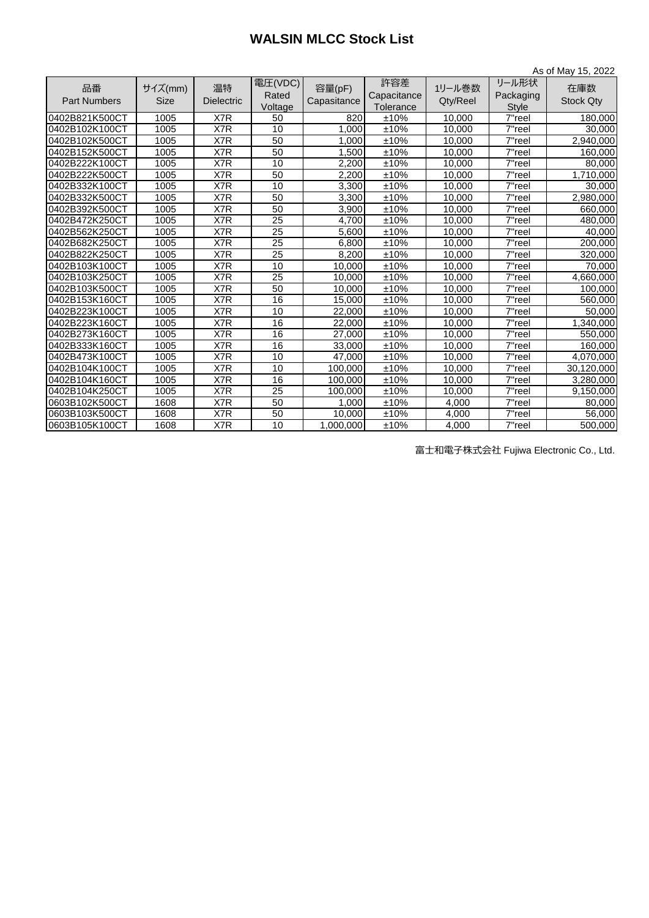# WALSIN MLCC Stock List

As of May 15, 2022

| 品番 Part Numbers | サイズ(mm) Size | 温特 Dielectric | 電圧(VDC) Rated Voltage | 容量(pF) Capasitance | 許容差 Capacitance Tolerance | 1リール巻数 Qty/Reel | リール形状 Packaging Style | 在庫数 Stock Qty |
|---|---|---|---|---|---|---|---|---|
| 0402B821K500CT | 1005 | X7R | 50 | 820 | ±10% | 10,000 | 7"reel | 180,000 |
| 0402B102K100CT | 1005 | X7R | 10 | 1,000 | ±10% | 10,000 | 7"reel | 30,000 |
| 0402B102K500CT | 1005 | X7R | 50 | 1,000 | ±10% | 10,000 | 7"reel | 2,940,000 |
| 0402B152K500CT | 1005 | X7R | 50 | 1,500 | ±10% | 10,000 | 7"reel | 160,000 |
| 0402B222K100CT | 1005 | X7R | 10 | 2,200 | ±10% | 10,000 | 7"reel | 80,000 |
| 0402B222K500CT | 1005 | X7R | 50 | 2,200 | ±10% | 10,000 | 7"reel | 1,710,000 |
| 0402B332K100CT | 1005 | X7R | 10 | 3,300 | ±10% | 10,000 | 7"reel | 30,000 |
| 0402B332K500CT | 1005 | X7R | 50 | 3,300 | ±10% | 10,000 | 7"reel | 2,980,000 |
| 0402B392K500CT | 1005 | X7R | 50 | 3,900 | ±10% | 10,000 | 7"reel | 660,000 |
| 0402B472K250CT | 1005 | X7R | 25 | 4,700 | ±10% | 10,000 | 7"reel | 480,000 |
| 0402B562K250CT | 1005 | X7R | 25 | 5,600 | ±10% | 10,000 | 7"reel | 40,000 |
| 0402B682K250CT | 1005 | X7R | 25 | 6,800 | ±10% | 10,000 | 7"reel | 200,000 |
| 0402B822K250CT | 1005 | X7R | 25 | 8,200 | ±10% | 10,000 | 7"reel | 320,000 |
| 0402B103K100CT | 1005 | X7R | 10 | 10,000 | ±10% | 10,000 | 7"reel | 70,000 |
| 0402B103K250CT | 1005 | X7R | 25 | 10,000 | ±10% | 10,000 | 7"reel | 4,660,000 |
| 0402B103K500CT | 1005 | X7R | 50 | 10,000 | ±10% | 10,000 | 7"reel | 100,000 |
| 0402B153K160CT | 1005 | X7R | 16 | 15,000 | ±10% | 10,000 | 7"reel | 560,000 |
| 0402B223K100CT | 1005 | X7R | 10 | 22,000 | ±10% | 10,000 | 7"reel | 50,000 |
| 0402B223K160CT | 1005 | X7R | 16 | 22,000 | ±10% | 10,000 | 7"reel | 1,340,000 |
| 0402B273K160CT | 1005 | X7R | 16 | 27,000 | ±10% | 10,000 | 7"reel | 550,000 |
| 0402B333K160CT | 1005 | X7R | 16 | 33,000 | ±10% | 10,000 | 7"reel | 160,000 |
| 0402B473K100CT | 1005 | X7R | 10 | 47,000 | ±10% | 10,000 | 7"reel | 4,070,000 |
| 0402B104K100CT | 1005 | X7R | 10 | 100,000 | ±10% | 10,000 | 7"reel | 30,120,000 |
| 0402B104K160CT | 1005 | X7R | 16 | 100,000 | ±10% | 10,000 | 7"reel | 3,280,000 |
| 0402B104K250CT | 1005 | X7R | 25 | 100,000 | ±10% | 10,000 | 7"reel | 9,150,000 |
| 0603B102K500CT | 1608 | X7R | 50 | 1,000 | ±10% | 4,000 | 7"reel | 80,000 |
| 0603B103K500CT | 1608 | X7R | 50 | 10,000 | ±10% | 4,000 | 7"reel | 56,000 |
| 0603B105K100CT | 1608 | X7R | 10 | 1,000,000 | ±10% | 4,000 | 7"reel | 500,000 |

富士和電子株式会社 Fujiwa Electronic Co., Ltd.